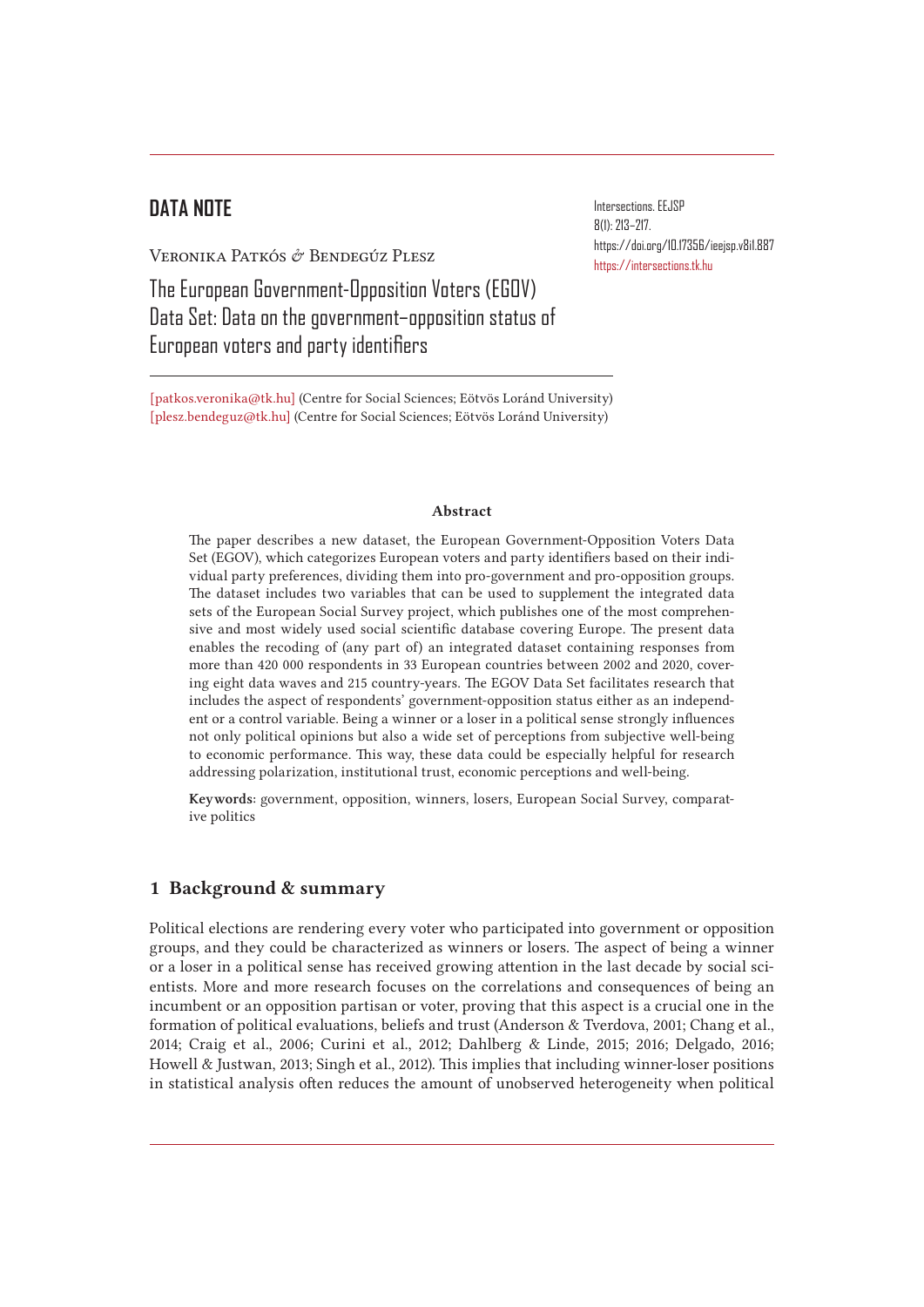DATA NOTE

Veronika Patkós & Bendegúz Plesz

# The European Government-Opposition Voters (EGOV) Data Set: Data on the government–opposition status of European voters and party identifiers

Intersections. EEJSP
8(1): 213–217.
https://doi.org/10.17356/ieejsp.v8i1.887
https://intersections.tk.hu

[patkos.veronika@tk.hu] (Centre for Social Sciences; Eötvös Loránd University)
[plesz.bendeguz@tk.hu] (Centre for Social Sciences; Eötvös Loránd University)

**Abstract**

The paper describes a new dataset, the European Government-Opposition Voters Data Set (EGOV), which categorizes European voters and party identifiers based on their individual party preferences, dividing them into pro-government and pro-opposition groups. The dataset includes two variables that can be used to supplement the integrated data sets of the European Social Survey project, which publishes one of the most comprehensive and most widely used social scientific database covering Europe. The present data enables the recoding of (any part of) an integrated dataset containing responses from more than 420 000 respondents in 33 European countries between 2002 and 2020, covering eight data waves and 215 country-years. The EGOV Data Set facilitates research that includes the aspect of respondents' government-opposition status either as an independent or a control variable. Being a winner or a loser in a political sense strongly influences not only political opinions but also a wide set of perceptions from subjective well-being to economic performance. This way, these data could be especially helpful for research addressing polarization, institutional trust, economic perceptions and well-being.

**Keywords**: government, opposition, winners, losers, European Social Survey, comparative politics

## 1 Background & summary

Political elections are rendering every voter who participated into government or opposition groups, and they could be characterized as winners or losers. The aspect of being a winner or a loser in a political sense has received growing attention in the last decade by social scientists. More and more research focuses on the correlations and consequences of being an incumbent or an opposition partisan or voter, proving that this aspect is a crucial one in the formation of political evaluations, beliefs and trust (Anderson & Tverdova, 2001; Chang et al., 2014; Craig et al., 2006; Curini et al., 2012; Dahlberg & Linde, 2015; 2016; Delgado, 2016; Howell & Justwan, 2013; Singh et al., 2012). This implies that including winner-loser positions in statistical analysis often reduces the amount of unobserved heterogeneity when political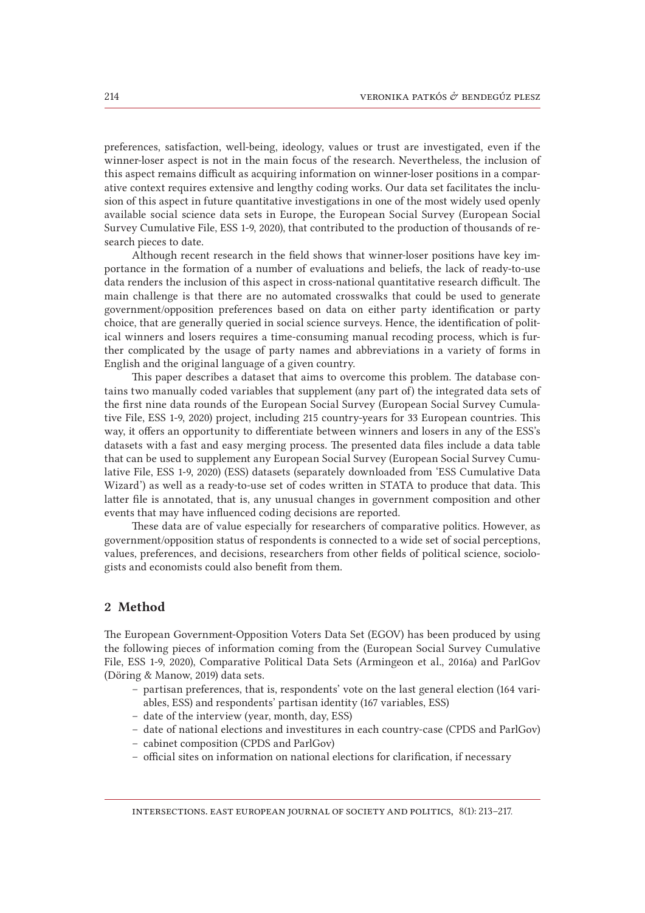preferences, satisfaction, well-being, ideology, values or trust are investigated, even if the winner-loser aspect is not in the main focus of the research. Nevertheless, the inclusion of this aspect remains difficult as acquiring information on winner-loser positions in a comparative context requires extensive and lengthy coding works. Our data set facilitates the inclusion of this aspect in future quantitative investigations in one of the most widely used openly available social science data sets in Europe, the European Social Survey (European Social Survey Cumulative File, ESS 1-9, 2020), that contributed to the production of thousands of research pieces to date.

Although recent research in the field shows that winner-loser positions have key importance in the formation of a number of evaluations and beliefs, the lack of ready-to-use data renders the inclusion of this aspect in cross-national quantitative research difficult. The main challenge is that there are no automated crosswalks that could be used to generate government/opposition preferences based on data on either party identification or party choice, that are generally queried in social science surveys. Hence, the identification of political winners and losers requires a time-consuming manual recoding process, which is further complicated by the usage of party names and abbreviations in a variety of forms in English and the original language of a given country.

This paper describes a dataset that aims to overcome this problem. The database contains two manually coded variables that supplement (any part of) the integrated data sets of the first nine data rounds of the European Social Survey (European Social Survey Cumulative File, ESS 1-9, 2020) project, including 215 country-years for 33 European countries. This way, it offers an opportunity to differentiate between winners and losers in any of the ESS's datasets with a fast and easy merging process. The presented data files include a data table that can be used to supplement any European Social Survey (European Social Survey Cumulative File, ESS 1-9, 2020) (ESS) datasets (separately downloaded from 'ESS Cumulative Data Wizard') as well as a ready-to-use set of codes written in STATA to produce that data. This latter file is annotated, that is, any unusual changes in government composition and other events that may have influenced coding decisions are reported.

These data are of value especially for researchers of comparative politics. However, as government/opposition status of respondents is connected to a wide set of social perceptions, values, preferences, and decisions, researchers from other fields of political science, sociologists and economists could also benefit from them.

## 2 Method

The European Government-Opposition Voters Data Set (EGOV) has been produced by using the following pieces of information coming from the (European Social Survey Cumulative File, ESS 1-9, 2020), Comparative Political Data Sets (Armingeon et al., 2016a) and ParlGov (Döring & Manow, 2019) data sets.

- partisan preferences, that is, respondents' vote on the last general election (164 variables, ESS) and respondents' partisan identity (167 variables, ESS)
- date of the interview (year, month, day, ESS)
- date of national elections and investitures in each country-case (CPDS and ParlGov)
- cabinet composition (CPDS and ParlGov)
- official sites on information on national elections for clarification, if necessary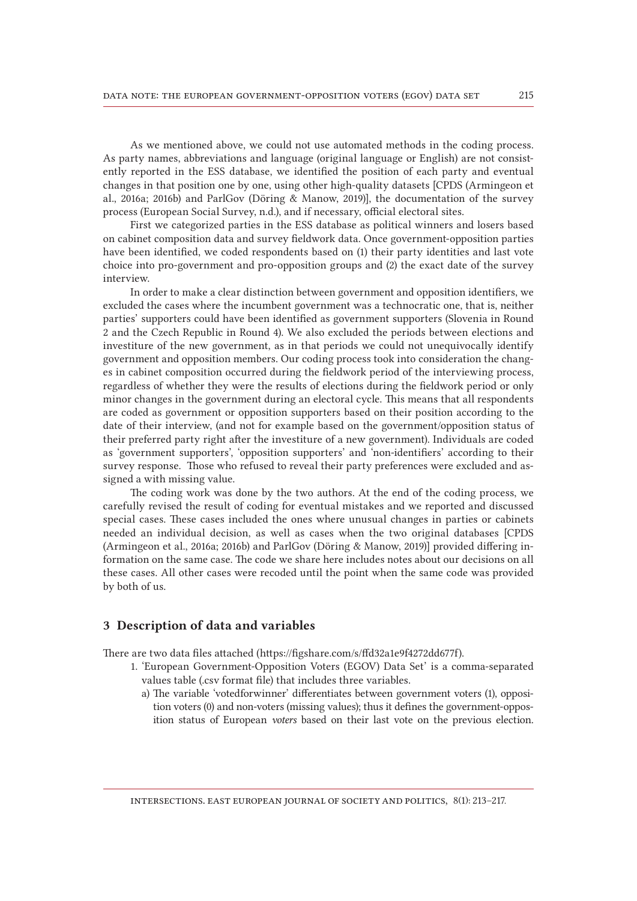As we mentioned above, we could not use automated methods in the coding process. As party names, abbreviations and language (original language or English) are not consistently reported in the ESS database, we identified the position of each party and eventual changes in that position one by one, using other high-quality datasets [CPDS (Armingeon et al., 2016a; 2016b) and ParlGov (Döring & Manow, 2019)], the documentation of the survey process (European Social Survey, n.d.), and if necessary, official electoral sites.

First we categorized parties in the ESS database as political winners and losers based on cabinet composition data and survey fieldwork data. Once government-opposition parties have been identified, we coded respondents based on (1) their party identities and last vote choice into pro-government and pro-opposition groups and (2) the exact date of the survey interview.

In order to make a clear distinction between government and opposition identifiers, we excluded the cases where the incumbent government was a technocratic one, that is, neither parties' supporters could have been identified as government supporters (Slovenia in Round 2 and the Czech Republic in Round 4). We also excluded the periods between elections and investiture of the new government, as in that periods we could not unequivocally identify government and opposition members. Our coding process took into consideration the changes in cabinet composition occurred during the fieldwork period of the interviewing process, regardless of whether they were the results of elections during the fieldwork period or only minor changes in the government during an electoral cycle. This means that all respondents are coded as government or opposition supporters based on their position according to the date of their interview, (and not for example based on the government/opposition status of their preferred party right after the investiture of a new government). Individuals are coded as 'government supporters', 'opposition supporters' and 'non-identifiers' according to their survey response. Those who refused to reveal their party preferences were excluded and assigned a with missing value.

The coding work was done by the two authors. At the end of the coding process, we carefully revised the result of coding for eventual mistakes and we reported and discussed special cases. These cases included the ones where unusual changes in parties or cabinets needed an individual decision, as well as cases when the two original databases [CPDS (Armingeon et al., 2016a; 2016b) and ParlGov (Döring & Manow, 2019)] provided differing information on the same case. The code we share here includes notes about our decisions on all these cases. All other cases were recoded until the point when the same code was provided by both of us.

## 3 Description of data and variables

There are two data files attached (https://figshare.com/s/ffd32a1e9f4272dd677f).

1. 'European Government-Opposition Voters (EGOV) Data Set' is a comma-separated values table (.csv format file) that includes three variables.
   a) The variable 'votedforwinner' differentiates between government voters (1), opposition voters (0) and non-voters (missing values); thus it defines the government-opposition status of European *voters* based on their last vote on the previous election.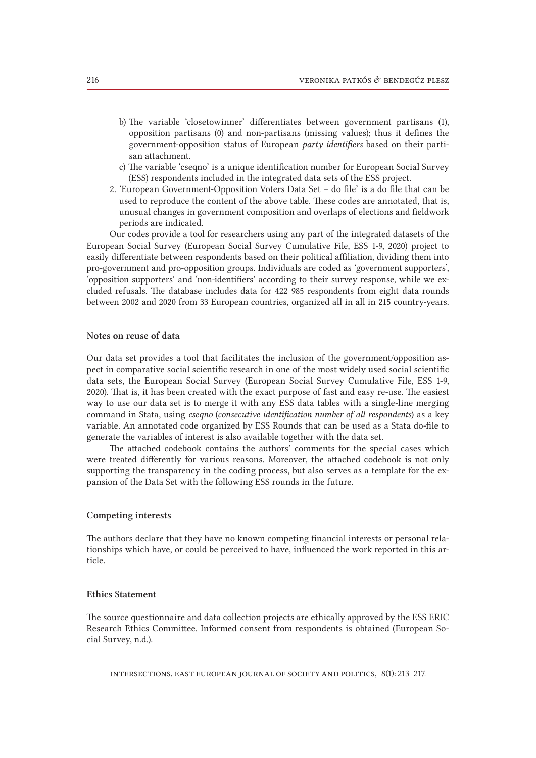b) The variable 'closetowinner' differentiates between government partisans (1), opposition partisans (0) and non-partisans (missing values); thus it defines the government-opposition status of European *party identifiers* based on their partisan attachment.

c) The variable 'cseqno' is a unique identification number for European Social Survey (ESS) respondents included in the integrated data sets of the ESS project.

2. 'European Government-Opposition Voters Data Set – do file' is a do file that can be used to reproduce the content of the above table. These codes are annotated, that is, unusual changes in government composition and overlaps of elections and fieldwork periods are indicated.

Our codes provide a tool for researchers using any part of the integrated datasets of the European Social Survey (European Social Survey Cumulative File, ESS 1-9, 2020) project to easily differentiate between respondents based on their political affiliation, dividing them into pro-government and pro-opposition groups. Individuals are coded as 'government supporters', 'opposition supporters' and 'non-identifiers' according to their survey response, while we excluded refusals. The database includes data for 422 985 respondents from eight data rounds between 2002 and 2020 from 33 European countries, organized all in all in 215 country-years.

### Notes on reuse of data

Our data set provides a tool that facilitates the inclusion of the government/opposition aspect in comparative social scientific research in one of the most widely used social scientific data sets, the European Social Survey (European Social Survey Cumulative File, ESS 1-9, 2020). That is, it has been created with the exact purpose of fast and easy re-use. The easiest way to use our data set is to merge it with any ESS data tables with a single-line merging command in Stata, using *cseqno* (*consecutive identification number of all respondents*) as a key variable. An annotated code organized by ESS Rounds that can be used as a Stata do-file to generate the variables of interest is also available together with the data set.

The attached codebook contains the authors' comments for the special cases which were treated differently for various reasons. Moreover, the attached codebook is not only supporting the transparency in the coding process, but also serves as a template for the expansion of the Data Set with the following ESS rounds in the future.

### Competing interests

The authors declare that they have no known competing financial interests or personal relationships which have, or could be perceived to have, influenced the work reported in this article.

### Ethics Statement

The source questionnaire and data collection projects are ethically approved by the ESS ERIC Research Ethics Committee. Informed consent from respondents is obtained (European Social Survey, n.d.).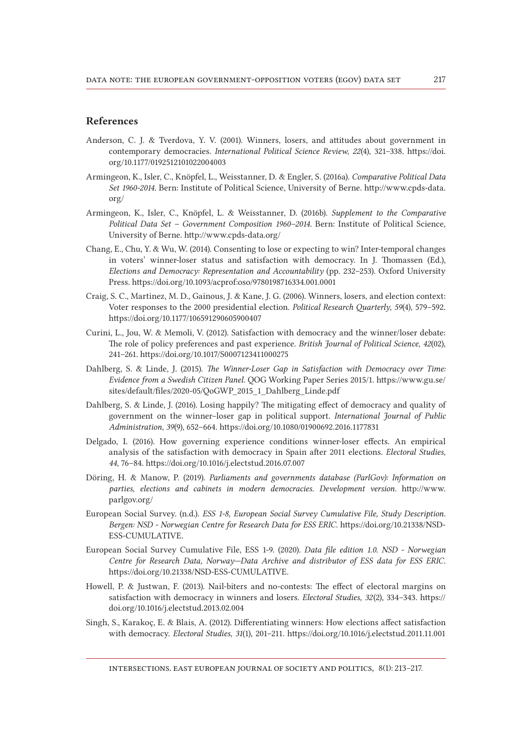## References

Anderson, C. J. & Tverdova, Y. V. (2001). Winners, losers, and attitudes about government in contemporary democracies. *International Political Science Review*, *22*(4), 321–338. https://doi.org/10.1177/0192512101022004003

Armingeon, K., Isler, C., Knöpfel, L., Weisstanner, D. & Engler, S. (2016a). *Comparative Political Data Set 1960-2014*. Bern: Institute of Political Science, University of Berne. http://www.cpds-data.org/

Armingeon, K., Isler, C., Knöpfel, L. & Weisstanner, D. (2016b). *Supplement to the Comparative Political Data Set – Government Composition 1960–2014*. Bern: Institute of Political Science, University of Berne. http://www.cpds-data.org/

Chang, E., Chu, Y. & Wu, W. (2014). Consenting to lose or expecting to win? Inter-temporal changes in voters' winner-loser status and satisfaction with democracy. In J. Thomassen (Ed.), *Elections and Democracy: Representation and Accountability* (pp. 232–253). Oxford University Press. https://doi.org/10.1093/acprof:oso/9780198716334.001.0001

Craig, S. C., Martinez, M. D., Gainous, J. & Kane, J. G. (2006). Winners, losers, and election context: Voter responses to the 2000 presidential election. *Political Research Quarterly*, *59*(4), 579–592. https://doi.org/10.1177/106591290605900407

Curini, L., Jou, W. & Memoli, V. (2012). Satisfaction with democracy and the winner/loser debate: The role of policy preferences and past experience. *British Journal of Political Science*, *42*(02), 241–261. https://doi.org/10.1017/S0007123411000275

Dahlberg, S. & Linde, J. (2015). *The Winner-Loser Gap in Satisfaction with Democracy over Time: Evidence from a Swedish Citizen Panel*. QOG Working Paper Series 2015/1. https://www.gu.se/sites/default/files/2020-05/QoGWP_2015_1_Dahlberg_Linde.pdf

Dahlberg, S. & Linde, J. (2016). Losing happily? The mitigating effect of democracy and quality of government on the winner–loser gap in political support. *International Journal of Public Administration*, *39*(9), 652–664. https://doi.org/10.1080/01900692.2016.1177831

Delgado, I. (2016). How governing experience conditions winner-loser effects. An empirical analysis of the satisfaction with democracy in Spain after 2011 elections. *Electoral Studies*, *44*, 76–84. https://doi.org/10.1016/j.electstud.2016.07.007

Döring, H. & Manow, P. (2019). *Parliaments and governments database (ParlGov): Information on parties, elections and cabinets in modern democracies. Development version*. http://www.parlgov.org/

European Social Survey. (n.d.). *ESS 1-8, European Social Survey Cumulative File, Study Description. Bergen: NSD - Norwegian Centre for Research Data for ESS ERIC*. https://doi.org/10.21338/NSD-ESS-CUMULATIVE.

European Social Survey Cumulative File, ESS 1-9. (2020). *Data file edition 1.0. NSD - Norwegian Centre for Research Data, Norway—Data Archive and distributor of ESS data for ESS ERIC*. https://doi.org/10.21338/NSD-ESS-CUMULATIVE.

Howell, P. & Justwan, F. (2013). Nail-biters and no-contests: The effect of electoral margins on satisfaction with democracy in winners and losers. *Electoral Studies*, *32*(2), 334–343. https://doi.org/10.1016/j.electstud.2013.02.004

Singh, S., Karakoç, E. & Blais, A. (2012). Differentiating winners: How elections affect satisfaction with democracy. *Electoral Studies*, *31*(1), 201–211. https://doi.org/10.1016/j.electstud.2011.11.001